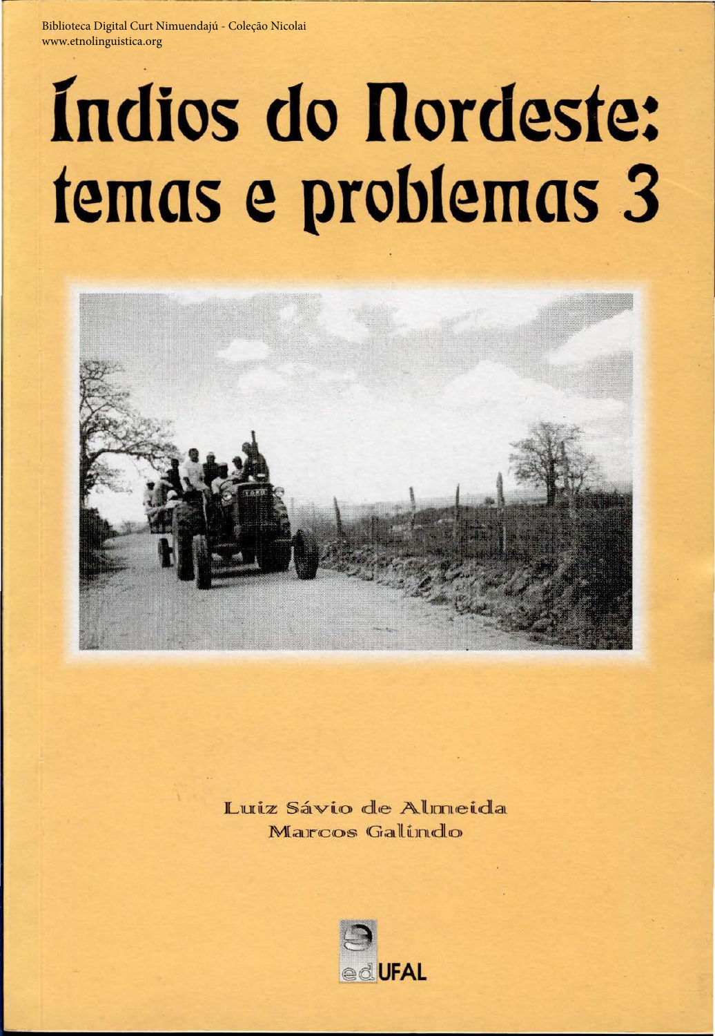Biblioteca Digital Curt Nimuendajú - Coleção Nicolai
www.etnolinguistica.org

# Índios do Nordeste: temas e problemas 3

Luiz Sávio de Almeida
Marcos Galindo

edUFAL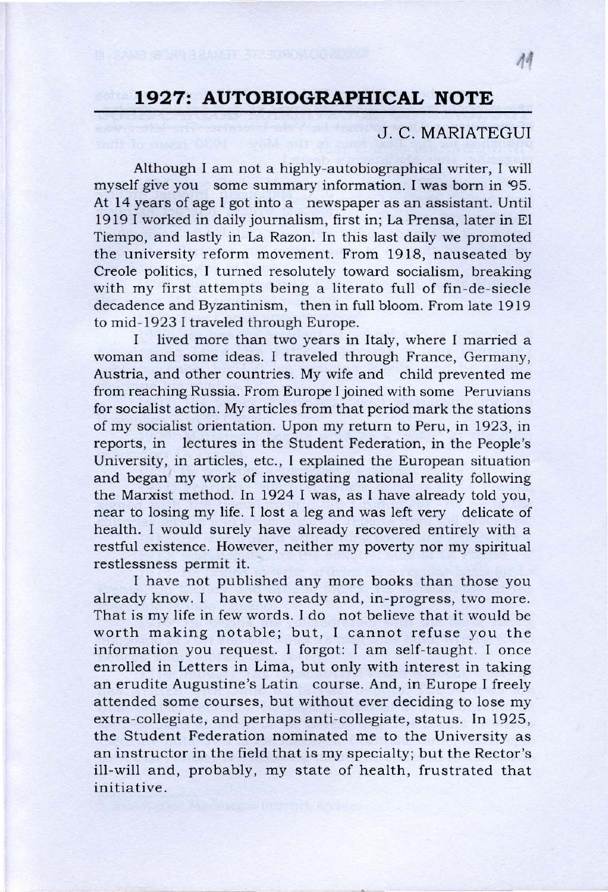# 1927: AUTOBIOGRAPHICAL NOTE

J. C. MARIATEGUI

Although I am not a highly-autobiographical writer, I will myself give you some summary information. I was born in '95. At 14 years of age I got into a newspaper as an assistant. Until 1919 I worked in daily journalism, first in; La Prensa, later in El Tiempo, and lastly in La Razon. In this last daily we promoted the university reform movement. From 1918, nauseated by Creole politics, I turned resolutely toward socialism, breaking with my first attempts being a literato full of fin-de-siecle decadence and Byzantinism, then in full bloom. From late 1919 to mid-1923 I traveled through Europe.

I lived more than two years in Italy, where I married a woman and some ideas. I traveled through France, Germany, Austria, and other countries. My wife and child prevented me from reaching Russia. From Europe I joined with some Peruvians for socialist action. My articles from that period mark the stations of my socialist orientation. Upon my return to Peru, in 1923, in reports, in lectures in the Student Federation, in the People's University, in articles, etc., I explained the European situation and began my work of investigating national reality following the Marxist method. In 1924 I was, as I have already told you, near to losing my life. I lost a leg and was left very delicate of health. I would surely have already recovered entirely with a restful existence. However, neither my poverty nor my spiritual restlessness permit it.

I have not published any more books than those you already know. I have two ready and, in-progress, two more. That is my life in few words. I do not believe that it would be worth making notable; but, I cannot refuse you the information you request. I forgot: I am self-taught. I once enrolled in Letters in Lima, but only with interest in taking an erudite Augustine's Latin course. And, in Europe I freely attended some courses, but without ever deciding to lose my extra-collegiate, and perhaps anti-collegiate, status. In 1925, the Student Federation nominated me to the University as an instructor in the field that is my specialty; but the Rector's ill-will and, probably, my state of health, frustrated that initiative.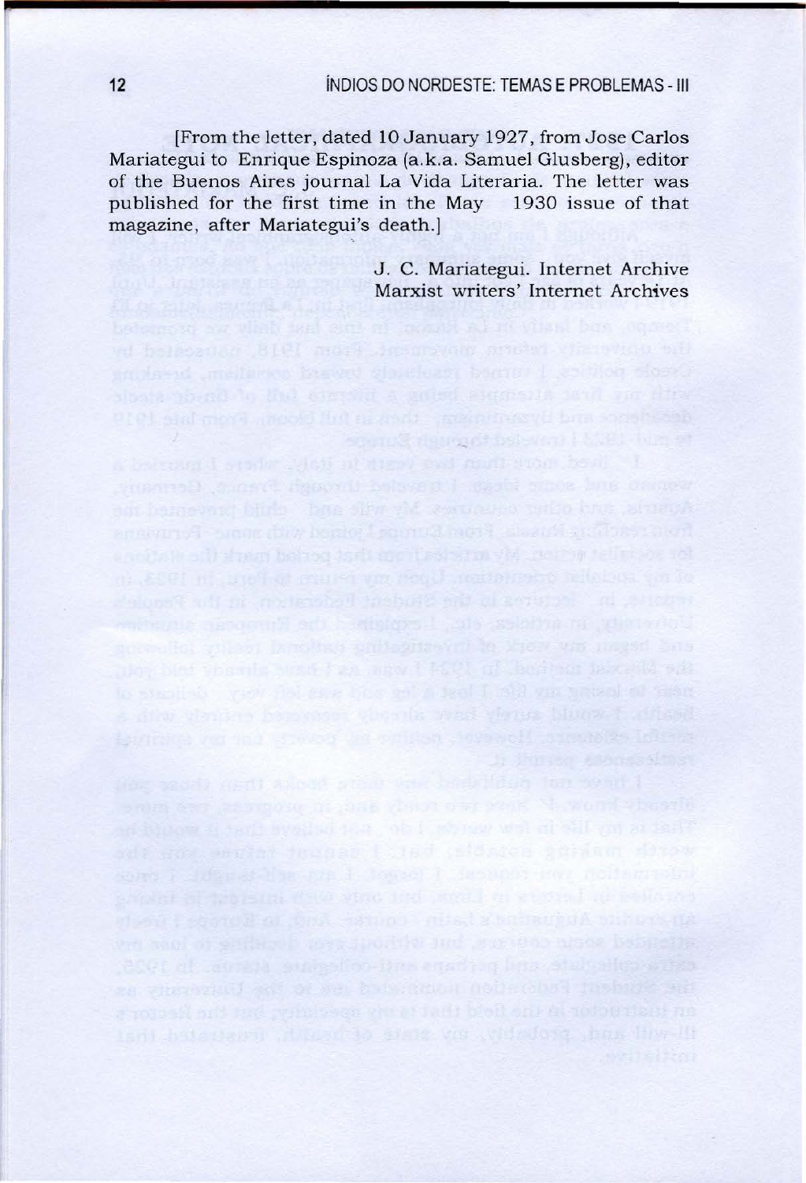[From the letter, dated 10 January 1927, from Jose Carlos Mariategui to Enrique Espinoza (a.k.a. Samuel Glusberg), editor of the Buenos Aires journal La Vida Literaria. The letter was published for the first time in the May 1930 issue of that magazine, after Mariategui's death.]

J. C. Mariategui. Internet Archive
Marxist writers' Internet Archives